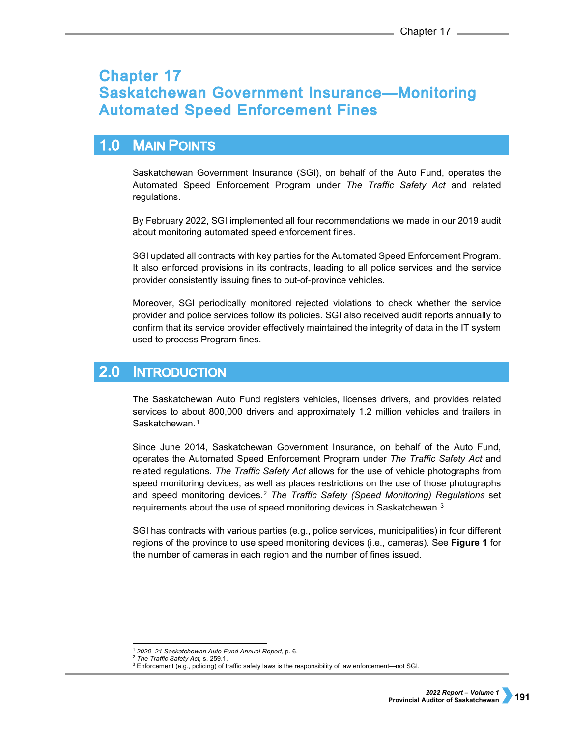# Chapter 17
# Saskatchewan Government Insurance—Monitoring Automated Speed Enforcement Fines

## 1.0 Main Points

Saskatchewan Government Insurance (SGI), on behalf of the Auto Fund, operates the Automated Speed Enforcement Program under *The Traffic Safety Act* and related regulations.

By February 2022, SGI implemented all four recommendations we made in our 2019 audit about monitoring automated speed enforcement fines.

SGI updated all contracts with key parties for the Automated Speed Enforcement Program. It also enforced provisions in its contracts, leading to all police services and the service provider consistently issuing fines to out-of-province vehicles.

Moreover, SGI periodically monitored rejected violations to check whether the service provider and police services follow its policies. SGI also received audit reports annually to confirm that its service provider effectively maintained the integrity of data in the IT system used to process Program fines.

## 2.0 Introduction

The Saskatchewan Auto Fund registers vehicles, licenses drivers, and provides related services to about 800,000 drivers and approximately 1.2 million vehicles and trailers in Saskatchewan.[1]

Since June 2014, Saskatchewan Government Insurance, on behalf of the Auto Fund, operates the Automated Speed Enforcement Program under *The Traffic Safety Act* and related regulations. *The Traffic Safety Act* allows for the use of vehicle photographs from speed monitoring devices, as well as places restrictions on the use of those photographs and speed monitoring devices.[2] *The Traffic Safety (Speed Monitoring) Regulations* set requirements about the use of speed monitoring devices in Saskatchewan.[3]

SGI has contracts with various parties (e.g., police services, municipalities) in four different regions of the province to use speed monitoring devices (i.e., cameras). See **Figure 1** for the number of cameras in each region and the number of fines issued.

---

[1] *2020–21 Saskatchewan Auto Fund Annual Report*, p. 6.

[2] *The Traffic Safety Act,* s. 259.1.

[3] Enforcement (e.g., policing) of traffic safety laws is the responsibility of law enforcement—not SGI.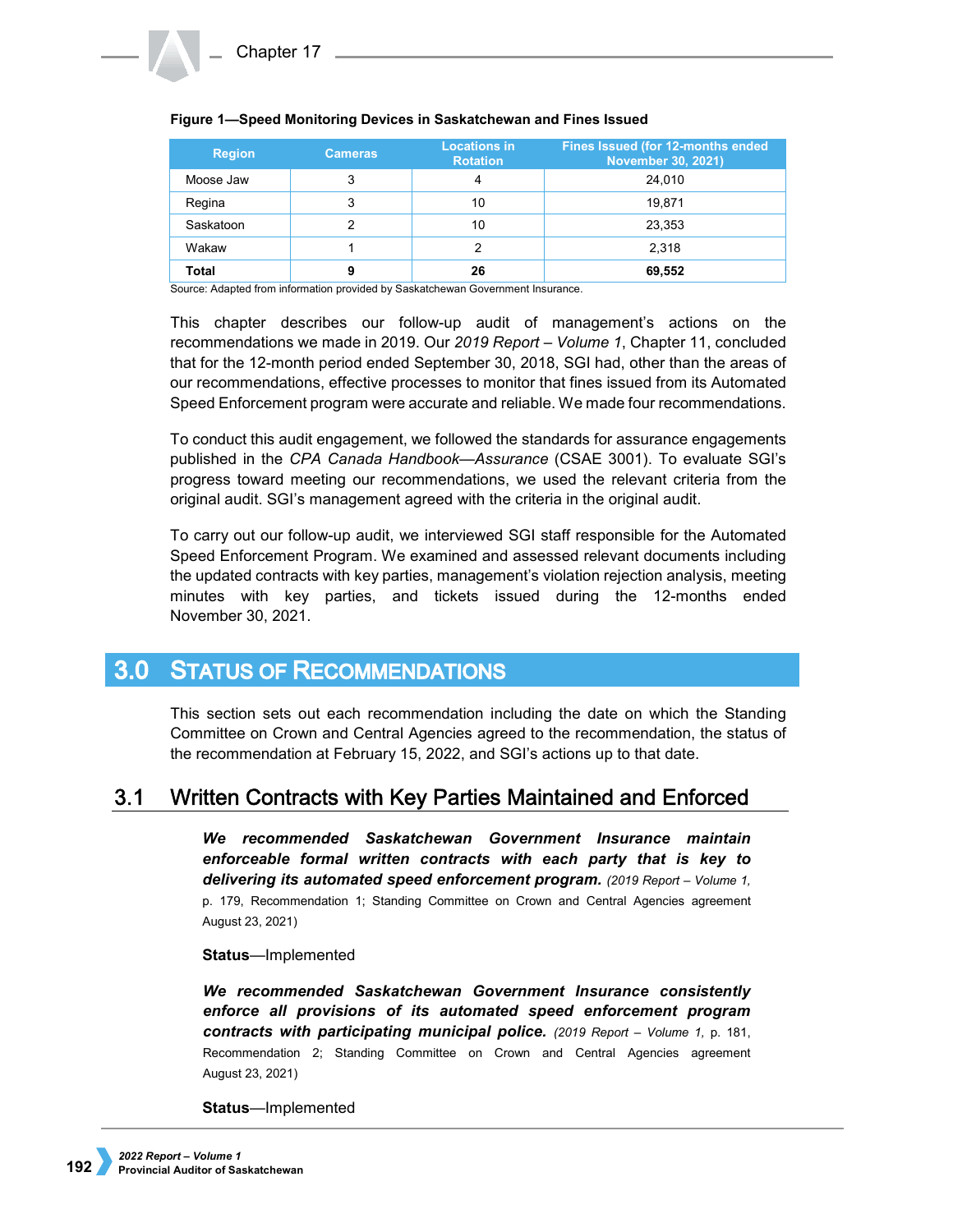**Figure 1—Speed Monitoring Devices in Saskatchewan and Fines Issued**

| Region | Cameras | Locations in Rotation | Fines Issued (for 12-months ended November 30, 2021) |
|---|---|---|---|
| Moose Jaw | 3 | 4 | 24,010 |
| Regina | 3 | 10 | 19,871 |
| Saskatoon | 2 | 10 | 23,353 |
| Wakaw | 1 | 2 | 2,318 |
| **Total** | **9** | **26** | **69,552** |

Source: Adapted from information provided by Saskatchewan Government Insurance.

This chapter describes our follow-up audit of management's actions on the recommendations we made in 2019. Our *2019 Report – Volume 1*, Chapter 11, concluded that for the 12-month period ended September 30, 2018, SGI had, other than the areas of our recommendations, effective processes to monitor that fines issued from its Automated Speed Enforcement program were accurate and reliable. We made four recommendations.

To conduct this audit engagement, we followed the standards for assurance engagements published in the *CPA Canada Handbook—Assurance* (CSAE 3001). To evaluate SGI's progress toward meeting our recommendations, we used the relevant criteria from the original audit. SGI's management agreed with the criteria in the original audit.

To carry out our follow-up audit, we interviewed SGI staff responsible for the Automated Speed Enforcement Program. We examined and assessed relevant documents including the updated contracts with key parties, management's violation rejection analysis, meeting minutes with key parties, and tickets issued during the 12-months ended November 30, 2021.

## 3.0 Status of Recommendations

This section sets out each recommendation including the date on which the Standing Committee on Crown and Central Agencies agreed to the recommendation, the status of the recommendation at February 15, 2022, and SGI's actions up to that date.

### 3.1 Written Contracts with Key Parties Maintained and Enforced

***We recommended Saskatchewan Government Insurance maintain enforceable formal written contracts with each party that is key to delivering its automated speed enforcement program.*** (*2019 Report – Volume 1*, p. 179, Recommendation 1; Standing Committee on Crown and Central Agencies agreement August 23, 2021)

**Status**—Implemented

***We recommended Saskatchewan Government Insurance consistently enforce all provisions of its automated speed enforcement program contracts with participating municipal police.*** (*2019 Report – Volume 1*, p. 181, Recommendation 2; Standing Committee on Crown and Central Agencies agreement August 23, 2021)

**Status**—Implemented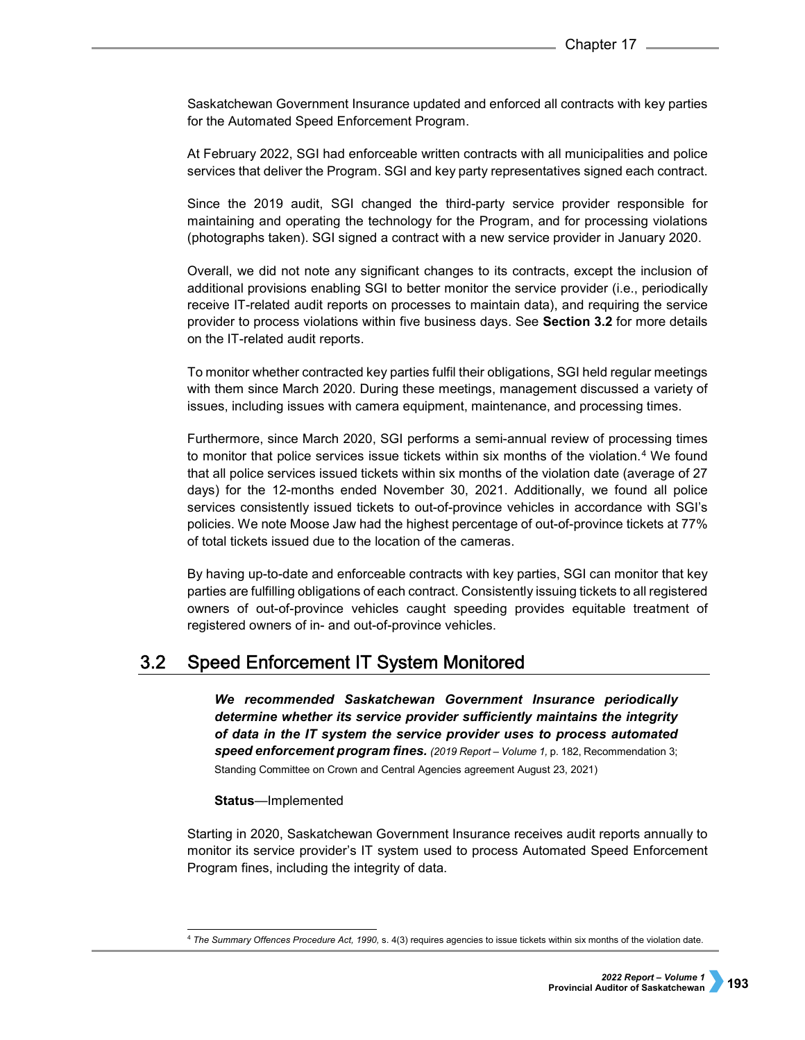Saskatchewan Government Insurance updated and enforced all contracts with key parties for the Automated Speed Enforcement Program.

At February 2022, SGI had enforceable written contracts with all municipalities and police services that deliver the Program. SGI and key party representatives signed each contract.

Since the 2019 audit, SGI changed the third-party service provider responsible for maintaining and operating the technology for the Program, and for processing violations (photographs taken). SGI signed a contract with a new service provider in January 2020.

Overall, we did not note any significant changes to its contracts, except the inclusion of additional provisions enabling SGI to better monitor the service provider (i.e., periodically receive IT-related audit reports on processes to maintain data), and requiring the service provider to process violations within five business days. See **Section 3.2** for more details on the IT-related audit reports.

To monitor whether contracted key parties fulfil their obligations, SGI held regular meetings with them since March 2020. During these meetings, management discussed a variety of issues, including issues with camera equipment, maintenance, and processing times.

Furthermore, since March 2020, SGI performs a semi-annual review of processing times to monitor that police services issue tickets within six months of the violation.[4] We found that all police services issued tickets within six months of the violation date (average of 27 days) for the 12-months ended November 30, 2021. Additionally, we found all police services consistently issued tickets to out-of-province vehicles in accordance with SGI's policies. We note Moose Jaw had the highest percentage of out-of-province tickets at 77% of total tickets issued due to the location of the cameras.

By having up-to-date and enforceable contracts with key parties, SGI can monitor that key parties are fulfilling obligations of each contract. Consistently issuing tickets to all registered owners of out-of-province vehicles caught speeding provides equitable treatment of registered owners of in- and out-of-province vehicles.

## 3.2 Speed Enforcement IT System Monitored

***We recommended Saskatchewan Government Insurance periodically determine whether its service provider sufficiently maintains the integrity of data in the IT system the service provider uses to process automated speed enforcement program fines.*** *(2019 Report – Volume 1,* p. 182, Recommendation 3; Standing Committee on Crown and Central Agencies agreement August 23, 2021)

**Status**—Implemented

Starting in 2020, Saskatchewan Government Insurance receives audit reports annually to monitor its service provider's IT system used to process Automated Speed Enforcement Program fines, including the integrity of data.

[4] *The Summary Offences Procedure Act, 1990,* s. 4(3) requires agencies to issue tickets within six months of the violation date.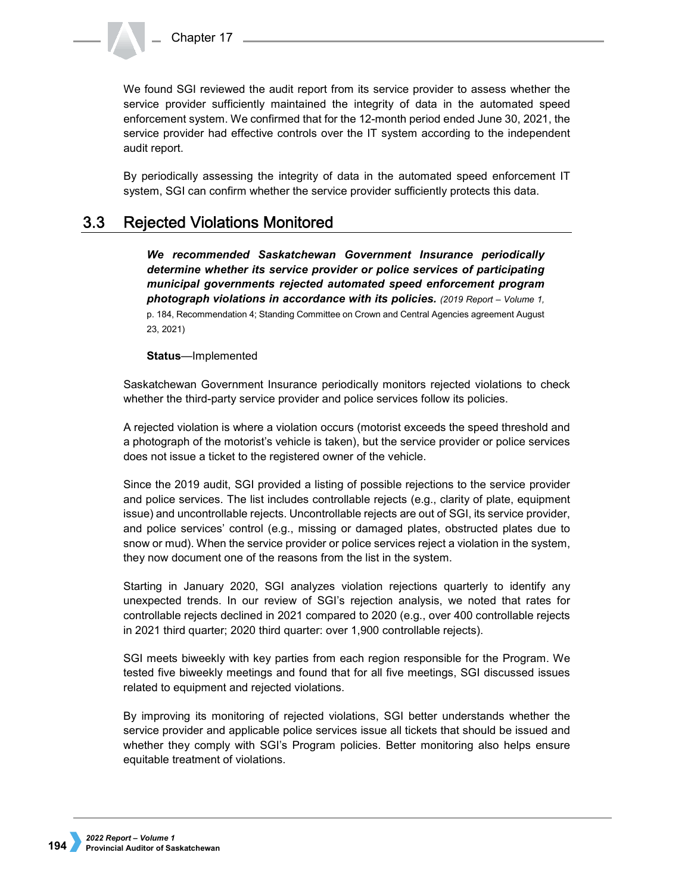We found SGI reviewed the audit report from its service provider to assess whether the service provider sufficiently maintained the integrity of data in the automated speed enforcement system. We confirmed that for the 12-month period ended June 30, 2021, the service provider had effective controls over the IT system according to the independent audit report.

By periodically assessing the integrity of data in the automated speed enforcement IT system, SGI can confirm whether the service provider sufficiently protects this data.

## 3.3 Rejected Violations Monitored

***We recommended Saskatchewan Government Insurance periodically determine whether its service provider or police services of participating municipal governments rejected automated speed enforcement program photograph violations in accordance with its policies.*** *(2019 Report – Volume 1,* p. 184, Recommendation 4; Standing Committee on Crown and Central Agencies agreement August 23, 2021)

**Status**—Implemented

Saskatchewan Government Insurance periodically monitors rejected violations to check whether the third-party service provider and police services follow its policies.

A rejected violation is where a violation occurs (motorist exceeds the speed threshold and a photograph of the motorist's vehicle is taken), but the service provider or police services does not issue a ticket to the registered owner of the vehicle.

Since the 2019 audit, SGI provided a listing of possible rejections to the service provider and police services. The list includes controllable rejects (e.g., clarity of plate, equipment issue) and uncontrollable rejects. Uncontrollable rejects are out of SGI, its service provider, and police services' control (e.g., missing or damaged plates, obstructed plates due to snow or mud). When the service provider or police services reject a violation in the system, they now document one of the reasons from the list in the system.

Starting in January 2020, SGI analyzes violation rejections quarterly to identify any unexpected trends. In our review of SGI's rejection analysis, we noted that rates for controllable rejects declined in 2021 compared to 2020 (e.g., over 400 controllable rejects in 2021 third quarter; 2020 third quarter: over 1,900 controllable rejects).

SGI meets biweekly with key parties from each region responsible for the Program. We tested five biweekly meetings and found that for all five meetings, SGI discussed issues related to equipment and rejected violations.

By improving its monitoring of rejected violations, SGI better understands whether the service provider and applicable police services issue all tickets that should be issued and whether they comply with SGI's Program policies. Better monitoring also helps ensure equitable treatment of violations.